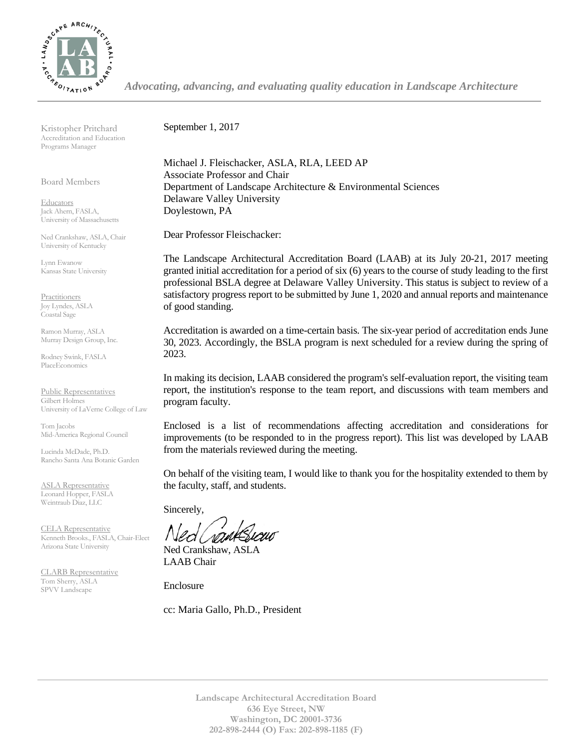*Advocating, advancing, and evaluating quality education in Landscape Architecture*

Kristopher Pritchard
Accreditation and Education Programs Manager

Board Members

Educators
Jack Ahern, FASLA, University of Massachusetts

Ned Crankshaw, ASLA, Chair
University of Kentucky

Lynn Ewanow
Kansas State University

Practitioners
Joy Lyndes, ASLA
Coastal Sage

Ramon Murray, ASLA
Murray Design Group, Inc.

Rodney Swink, FASLA
PlaceEconomics

Public Representatives
Gilbert Holmes
University of LaVerne College of Law

Tom Jacobs
Mid-America Regional Council

Lucinda McDade, Ph.D.
Rancho Santa Ana Botanic Garden

ASLA Representative
Leonard Hopper, FASLA
Weintraub Diaz, LLC

CELA Representative
Kenneth Brooks., FASLA, Chair-Elect
Arizona State University

CLARB Representative
Tom Sherry, ASLA
SPVV Landscape

September 1, 2017

Michael J. Fleischacker, ASLA, RLA, LEED AP
Associate Professor and Chair
Department of Landscape Architecture & Environmental Sciences
Delaware Valley University
Doylestown, PA

Dear Professor Fleischacker:

The Landscape Architectural Accreditation Board (LAAB) at its July 20-21, 2017 meeting granted initial accreditation for a period of six (6) years to the course of study leading to the first professional BSLA degree at Delaware Valley University. This status is subject to review of a satisfactory progress report to be submitted by June 1, 2020 and annual reports and maintenance of good standing.

Accreditation is awarded on a time-certain basis. The six-year period of accreditation ends June 30, 2023. Accordingly, the BSLA program is next scheduled for a review during the spring of 2023.

In making its decision, LAAB considered the program's self-evaluation report, the visiting team report, the institution's response to the team report, and discussions with team members and program faculty.

Enclosed is a list of recommendations affecting accreditation and considerations for improvements (to be responded to in the progress report). This list was developed by LAAB from the materials reviewed during the meeting.

On behalf of the visiting team, I would like to thank you for the hospitality extended to them by the faculty, staff, and students.

Sincerely,

Ned Crankshaw, ASLA
LAAB Chair

Enclosure

cc: Maria Gallo, Ph.D., President

**Landscape Architectural Accreditation Board**
**636 Eye Street, NW**
**Washington, DC 20001-3736**
**202-898-2444 (O) Fax: 202-898-1185 (F)**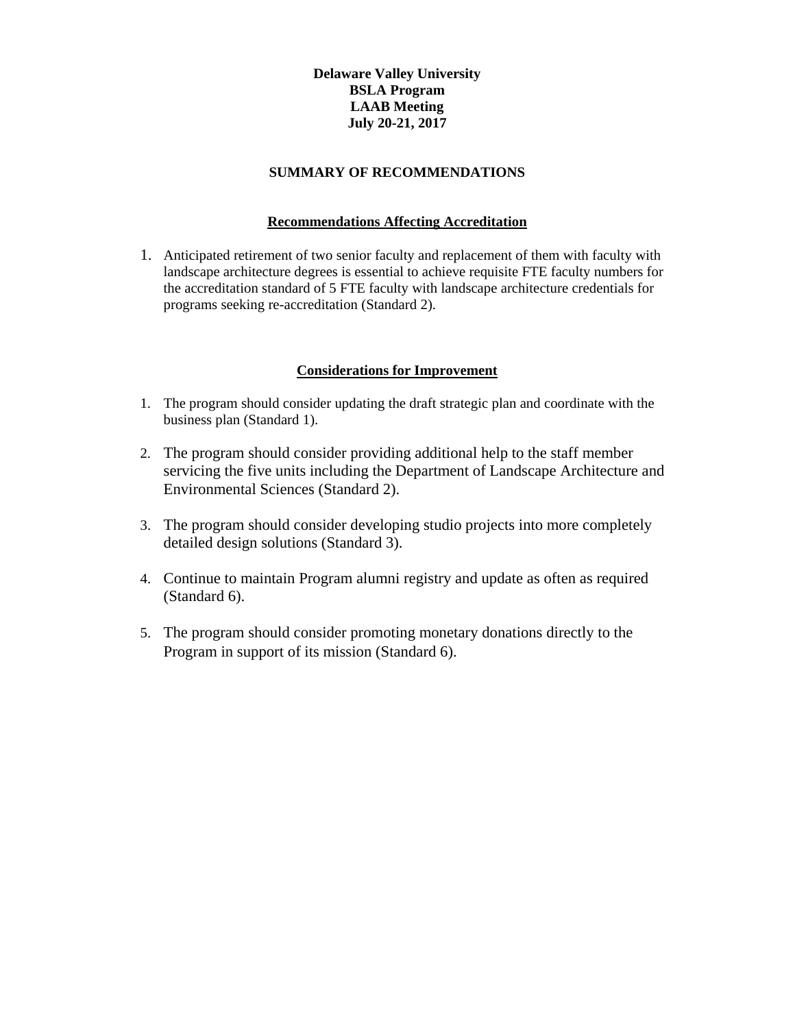**Delaware Valley University**
**BSLA Program**
**LAAB Meeting**
**July 20-21, 2017**

## SUMMARY OF RECOMMENDATIONS

### Recommendations Affecting Accreditation

1. Anticipated retirement of two senior faculty and replacement of them with faculty with landscape architecture degrees is essential to achieve requisite FTE faculty numbers for the accreditation standard of 5 FTE faculty with landscape architecture credentials for programs seeking re-accreditation (Standard 2).

### Considerations for Improvement

1. The program should consider updating the draft strategic plan and coordinate with the business plan (Standard 1).
2. The program should consider providing additional help to the staff member servicing the five units including the Department of Landscape Architecture and Environmental Sciences (Standard 2).
3. The program should consider developing studio projects into more completely detailed design solutions (Standard 3).
4. Continue to maintain Program alumni registry and update as often as required (Standard 6).
5. The program should consider promoting monetary donations directly to the Program in support of its mission (Standard 6).